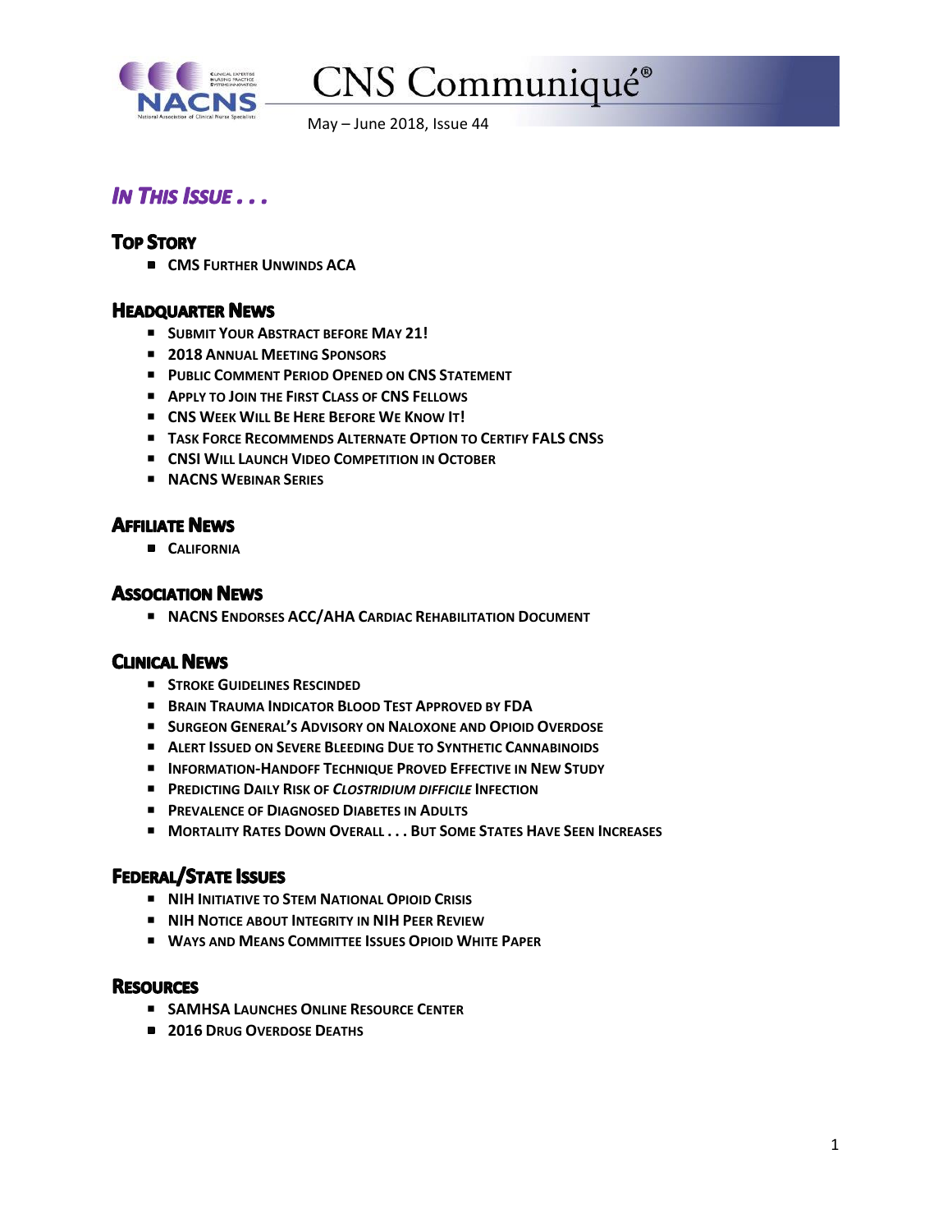# CNS Communiqué®

May – June 2018, Issue 44

## *In This Issue . . .*

### Top Story

- **CMS Further Unwinds ACA**

### Headquarter News

- **Submit Your Abstract before May 21!**
- **2018 Annual Meeting Sponsors**
- **Public Comment Period Opened on CNS Statement**
- **Apply to Join the First Class of CNS Fellows**
- **CNS Week Will Be Here Before We Know It!**
- **Task Force Recommends Alternate Option to Certify FALS CNSs**
- **CNSI Will Launch Video Competition in October**
- **NACNS Webinar Series**

### Affiliate News

- **California**

### Association News

- **NACNS Endorses ACC/AHA Cardiac Rehabilitation Document**

### Clinical News

- **Stroke Guidelines Rescinded**
- **Brain Trauma Indicator Blood Test Approved by FDA**
- **Surgeon General's Advisory on Naloxone and Opioid Overdose**
- **Alert Issued on Severe Bleeding Due to Synthetic Cannabinoids**
- **Information-Handoff Technique Proved Effective in New Study**
- **Predicting Daily Risk of *Clostridium difficile* Infection**
- **Prevalence of Diagnosed Diabetes in Adults**
- **Mortality Rates Down Overall . . . But Some States Have Seen Increases**

### Federal/State Issues

- **NIH Initiative to Stem National Opioid Crisis**
- **NIH Notice about Integrity in NIH Peer Review**
- **Ways and Means Committee Issues Opioid White Paper**

### Resources

- **SAMHSA Launches Online Resource Center**
- **2016 Drug Overdose Deaths**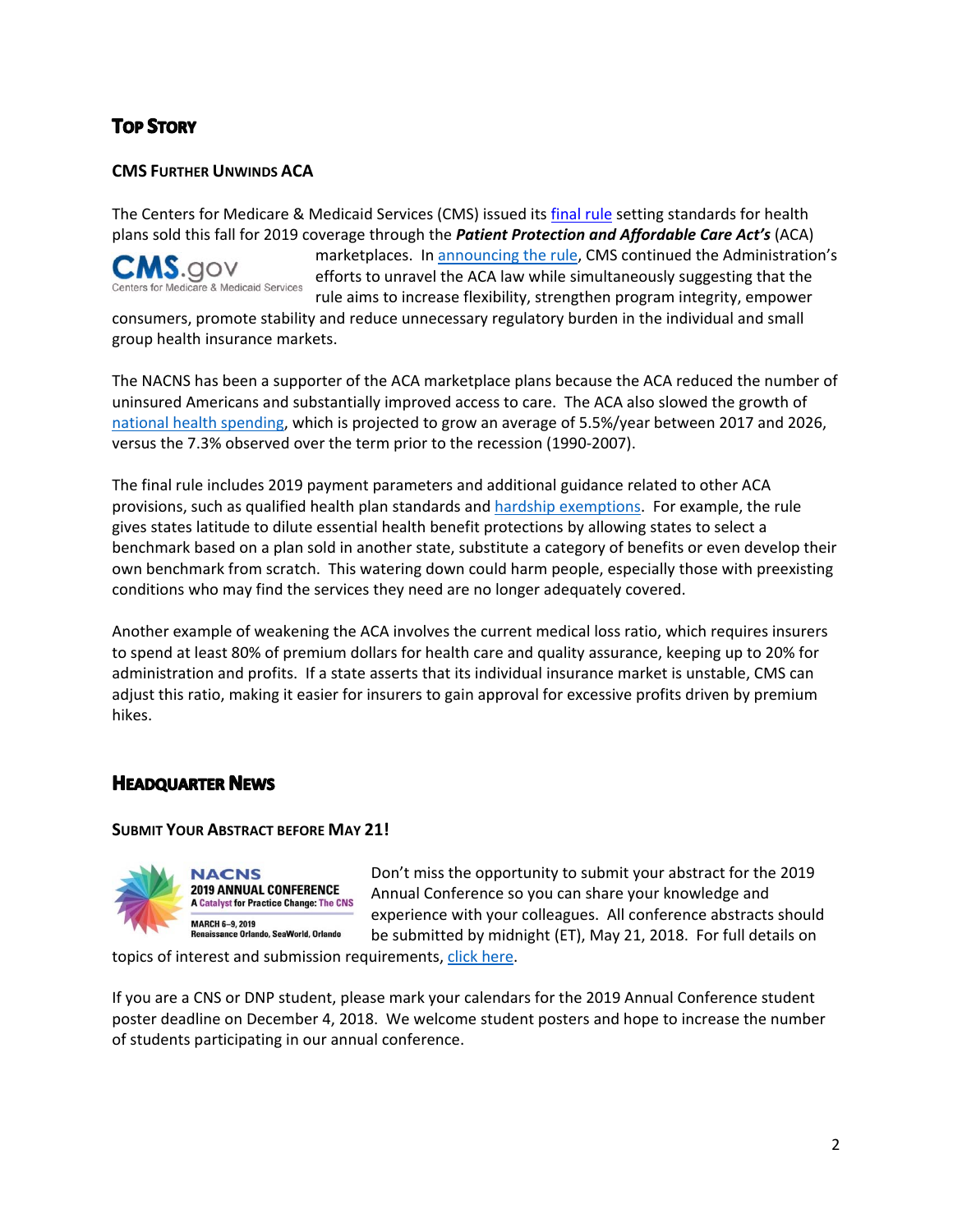## Top Story

### CMS Further Unwinds ACA

The Centers for Medicare & Medicaid Services (CMS) issued its final rule setting standards for health plans sold this fall for 2019 coverage through the ***Patient Protection and Affordable Care Act's*** (ACA) marketplaces. In announcing the rule, CMS continued the Administration's efforts to unravel the ACA law while simultaneously suggesting that the rule aims to increase flexibility, strengthen program integrity, empower consumers, promote stability and reduce unnecessary regulatory burden in the individual and small group health insurance markets.

The NACNS has been a supporter of the ACA marketplace plans because the ACA reduced the number of uninsured Americans and substantially improved access to care. The ACA also slowed the growth of national health spending, which is projected to grow an average of 5.5%/year between 2017 and 2026, versus the 7.3% observed over the term prior to the recession (1990-2007).

The final rule includes 2019 payment parameters and additional guidance related to other ACA provisions, such as qualified health plan standards and hardship exemptions. For example, the rule gives states latitude to dilute essential health benefit protections by allowing states to select a benchmark based on a plan sold in another state, substitute a category of benefits or even develop their own benchmark from scratch. This watering down could harm people, especially those with preexisting conditions who may find the services they need are no longer adequately covered.

Another example of weakening the ACA involves the current medical loss ratio, which requires insurers to spend at least 80% of premium dollars for health care and quality assurance, keeping up to 20% for administration and profits. If a state asserts that its individual insurance market is unstable, CMS can adjust this ratio, making it easier for insurers to gain approval for excessive profits driven by premium hikes.

## Headquarter News

### Submit Your Abstract before May 21!

Don't miss the opportunity to submit your abstract for the 2019 Annual Conference so you can share your knowledge and experience with your colleagues. All conference abstracts should be submitted by midnight (ET), May 21, 2018. For full details on topics of interest and submission requirements, click here.

If you are a CNS or DNP student, please mark your calendars for the 2019 Annual Conference student poster deadline on December 4, 2018. We welcome student posters and hope to increase the number of students participating in our annual conference.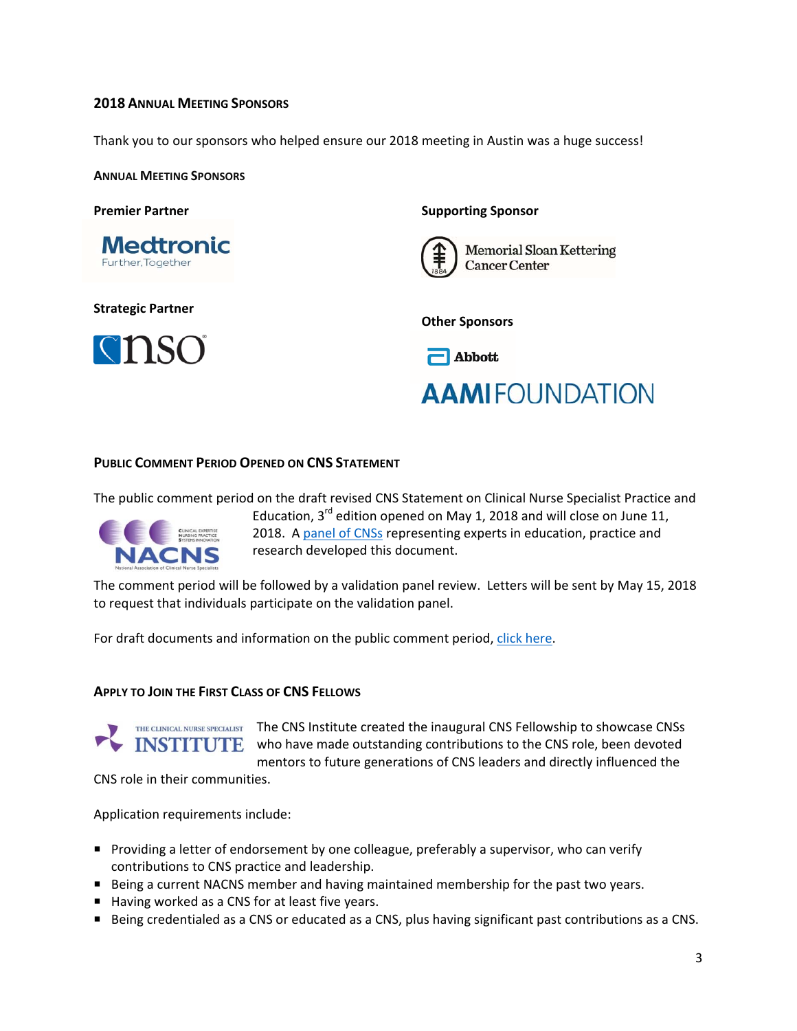## 2018 Annual Meeting Sponsors

Thank you to our sponsors who helped ensure our 2018 meeting in Austin was a huge success!

### Annual Meeting Sponsors

**Premier Partner**

Medtronic
Further, Together

**Strategic Partner**

nso

**Supporting Sponsor**

Memorial Sloan Kettering Cancer Center

**Other Sponsors**

Abbott

AAMI FOUNDATION

## Public Comment Period Opened on CNS Statement

The public comment period on the draft revised CNS Statement on Clinical Nurse Specialist Practice and Education, 3rd edition opened on May 1, 2018 and will close on June 11, 2018. A panel of CNSs representing experts in education, practice and research developed this document.

The comment period will be followed by a validation panel review. Letters will be sent by May 15, 2018 to request that individuals participate on the validation panel.

For draft documents and information on the public comment period, click here.

## Apply to Join the First Class of CNS Fellows

The CNS Institute created the inaugural CNS Fellowship to showcase CNSs who have made outstanding contributions to the CNS role, been devoted mentors to future generations of CNS leaders and directly influenced the CNS role in their communities.

Application requirements include:

- Providing a letter of endorsement by one colleague, preferably a supervisor, who can verify contributions to CNS practice and leadership.
- Being a current NACNS member and having maintained membership for the past two years.
- Having worked as a CNS for at least five years.
- Being credentialed as a CNS or educated as a CNS, plus having significant past contributions as a CNS.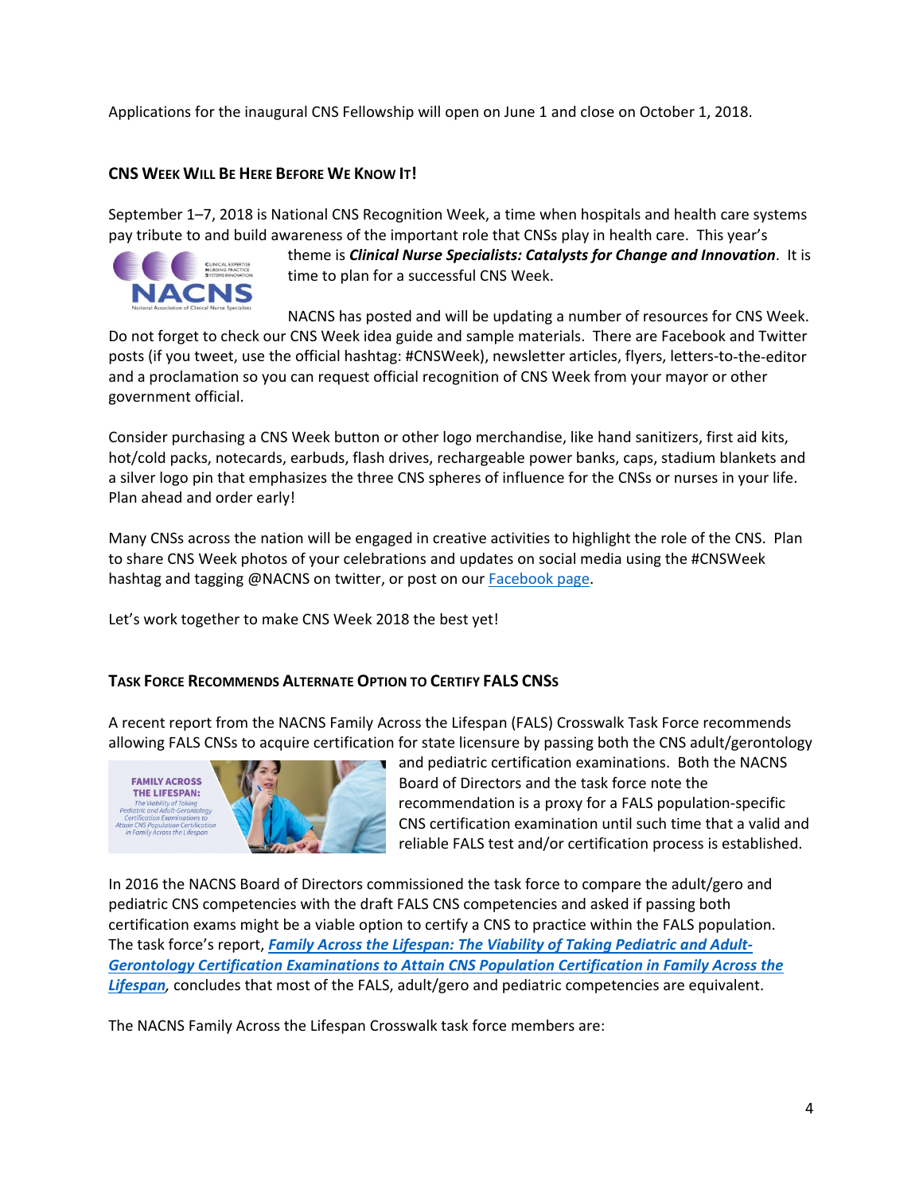Applications for the inaugural CNS Fellowship will open on June 1 and close on October 1, 2018.

### CNS Week Will Be Here Before We Know It!

September 1–7, 2018 is National CNS Recognition Week, a time when hospitals and health care systems pay tribute to and build awareness of the important role that CNSs play in health care. This year's theme is ***Clinical Nurse Specialists: Catalysts for Change and Innovation***. It is time to plan for a successful CNS Week.

NACNS has posted and will be updating a number of resources for CNS Week. Do not forget to check our CNS Week idea guide and sample materials. There are Facebook and Twitter posts (if you tweet, use the official hashtag: #CNSWeek), newsletter articles, flyers, letters-to-the-editor and a proclamation so you can request official recognition of CNS Week from your mayor or other government official.

Consider purchasing a CNS Week button or other logo merchandise, like hand sanitizers, first aid kits, hot/cold packs, notecards, earbuds, flash drives, rechargeable power banks, caps, stadium blankets and a silver logo pin that emphasizes the three CNS spheres of influence for the CNSs or nurses in your life. Plan ahead and order early!

Many CNSs across the nation will be engaged in creative activities to highlight the role of the CNS. Plan to share CNS Week photos of your celebrations and updates on social media using the #CNSWeek hashtag and tagging @NACNS on twitter, or post on our Facebook page.

Let's work together to make CNS Week 2018 the best yet!

### Task Force Recommends Alternate Option to Certify FALS CNSs

A recent report from the NACNS Family Across the Lifespan (FALS) Crosswalk Task Force recommends allowing FALS CNSs to acquire certification for state licensure by passing both the CNS adult/gerontology and pediatric certification examinations. Both the NACNS Board of Directors and the task force note the recommendation is a proxy for a FALS population-specific CNS certification examination until such time that a valid and reliable FALS test and/or certification process is established.

In 2016 the NACNS Board of Directors commissioned the task force to compare the adult/gero and pediatric CNS competencies with the draft FALS CNS competencies and asked if passing both certification exams might be a viable option to certify a CNS to practice within the FALS population. The task force's report, ***Family Across the Lifespan: The Viability of Taking Pediatric and Adult-Gerontology Certification Examinations to Attain CNS Population Certification in Family Across the Lifespan***, concludes that most of the FALS, adult/gero and pediatric competencies are equivalent.

The NACNS Family Across the Lifespan Crosswalk task force members are: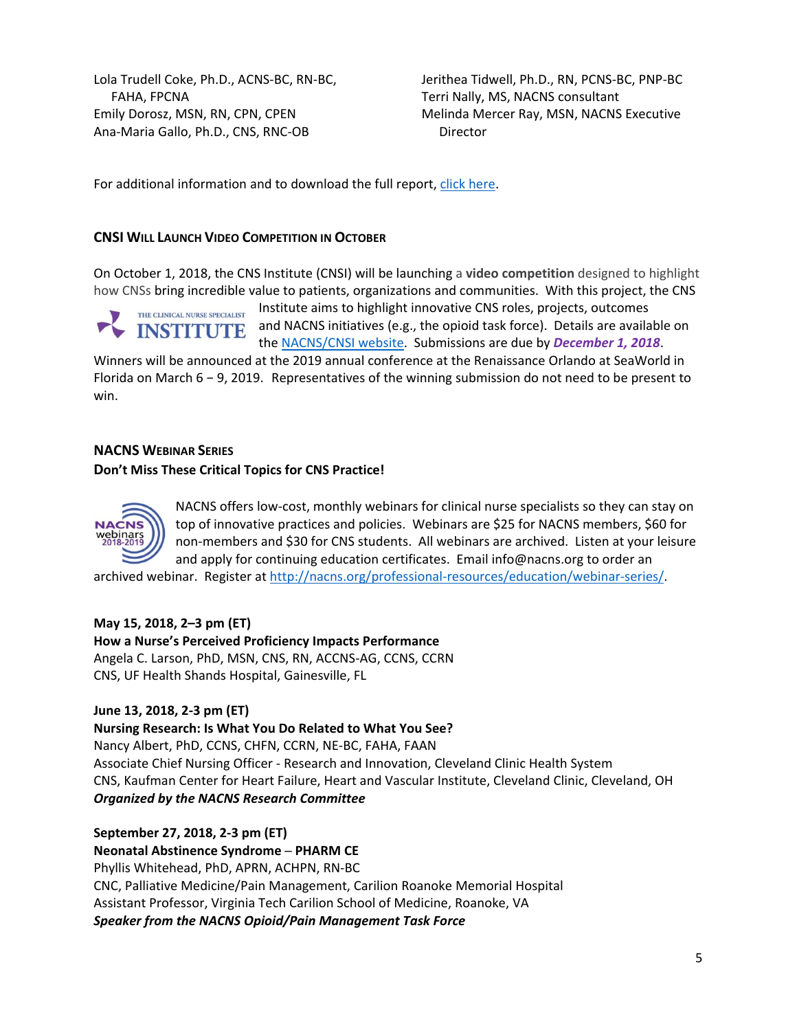Lola Trudell Coke, Ph.D., ACNS-BC, RN-BC, FAHA, FPCNA
Emily Dorosz, MSN, RN, CPN, CPEN
Ana-Maria Gallo, Ph.D., CNS, RNC-OB
Jerithea Tidwell, Ph.D., RN, PCNS-BC, PNP-BC
Terri Nally, MS, NACNS consultant
Melinda Mercer Ray, MSN, NACNS Executive Director

For additional information and to download the full report, [click here](#).

## CNSI Will Launch Video Competition in October

On October 1, 2018, the CNS Institute (CNSI) will be launching a **video competition** designed to highlight how CNSs bring incredible value to patients, organizations and communities. With this project, the CNS Institute aims to highlight innovative CNS roles, projects, outcomes and NACNS initiatives (e.g., the opioid task force). Details are available on the [NACNS/CNSI website](#). Submissions are due by ***December 1, 2018***. Winners will be announced at the 2019 annual conference at the Renaissance Orlando at SeaWorld in Florida on March 6 − 9, 2019. Representatives of the winning submission do not need to be present to win.

## NACNS Webinar Series

**Don't Miss These Critical Topics for CNS Practice!**

NACNS offers low-cost, monthly webinars for clinical nurse specialists so they can stay on top of innovative practices and policies. Webinars are $25 for NACNS members, $60 for non-members and $30 for CNS students. All webinars are archived. Listen at your leisure and apply for continuing education certificates. Email info@nacns.org to order an archived webinar. Register at [http://nacns.org/professional-resources/education/webinar-series/](http://nacns.org/professional-resources/education/webinar-series/).

**May 15, 2018, 2–3 pm (ET)**
**How a Nurse's Perceived Proficiency Impacts Performance**
Angela C. Larson, PhD, MSN, CNS, RN, ACCNS-AG, CCNS, CCRN
CNS, UF Health Shands Hospital, Gainesville, FL

**June 13, 2018, 2-3 pm (ET)**
**Nursing Research: Is What You Do Related to What You See?**
Nancy Albert, PhD, CCNS, CHFN, CCRN, NE-BC, FAHA, FAAN
Associate Chief Nursing Officer - Research and Innovation, Cleveland Clinic Health System
CNS, Kaufman Center for Heart Failure, Heart and Vascular Institute, Cleveland Clinic, Cleveland, OH
***Organized by the NACNS Research Committee***

**September 27, 2018, 2-3 pm (ET)**
**Neonatal Abstinence Syndrome – PHARM CE**
Phyllis Whitehead, PhD, APRN, ACHPN, RN-BC
CNC, Palliative Medicine/Pain Management, Carilion Roanoke Memorial Hospital
Assistant Professor, Virginia Tech Carilion School of Medicine, Roanoke, VA
***Speaker from the NACNS Opioid/Pain Management Task Force***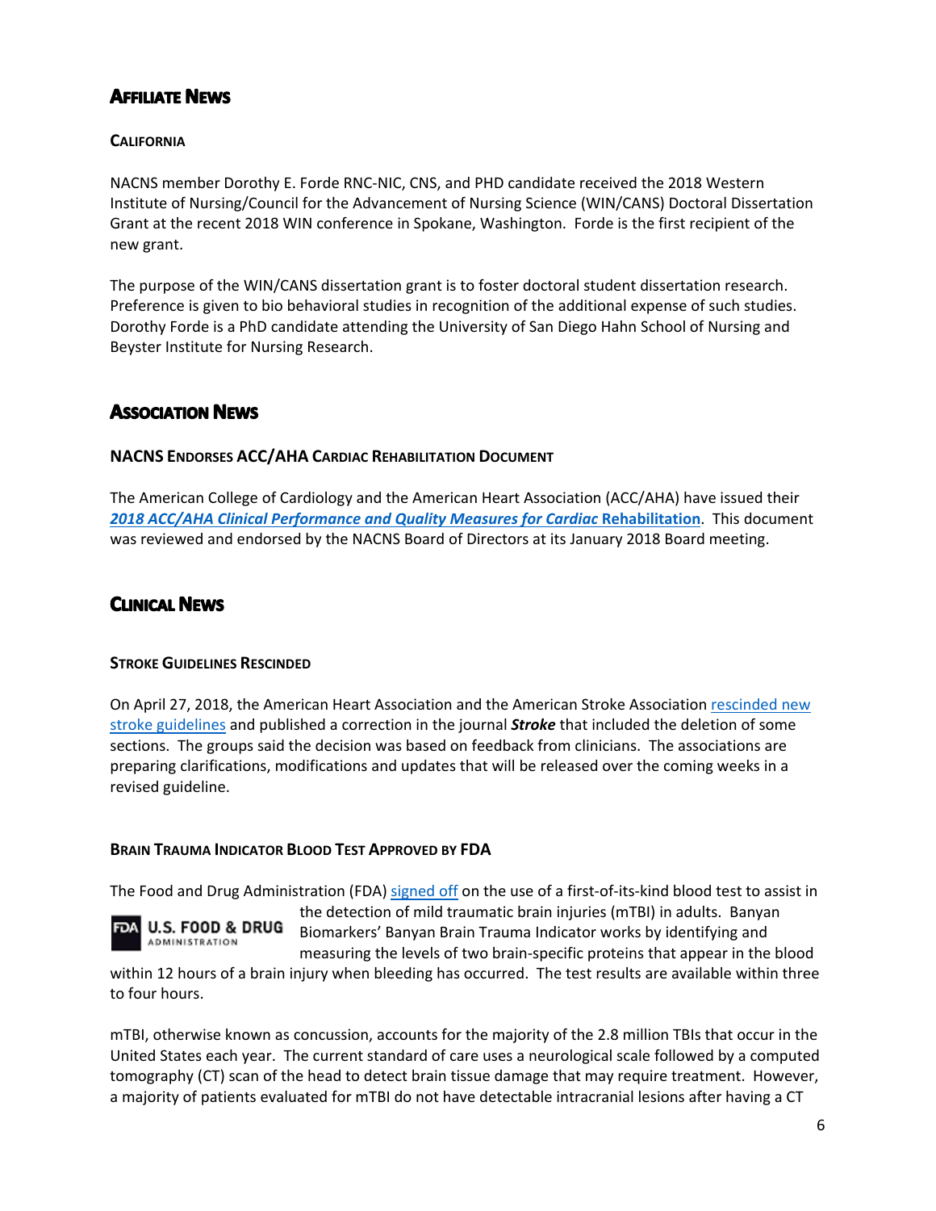## Affiliate News

### California

NACNS member Dorothy E. Forde RNC-NIC, CNS, and PHD candidate received the 2018 Western Institute of Nursing/Council for the Advancement of Nursing Science (WIN/CANS) Doctoral Dissertation Grant at the recent 2018 WIN conference in Spokane, Washington. Forde is the first recipient of the new grant.

The purpose of the WIN/CANS dissertation grant is to foster doctoral student dissertation research. Preference is given to bio behavioral studies in recognition of the additional expense of such studies. Dorothy Forde is a PhD candidate attending the University of San Diego Hahn School of Nursing and Beyster Institute for Nursing Research.

## Association News

### NACNS Endorses ACC/AHA Cardiac Rehabilitation Document

The American College of Cardiology and the American Heart Association (ACC/AHA) have issued their ***2018 ACC/AHA Clinical Performance and Quality Measures for Cardiac* Rehabilitation**. This document was reviewed and endorsed by the NACNS Board of Directors at its January 2018 Board meeting.

## Clinical News

### Stroke Guidelines Rescinded

On April 27, 2018, the American Heart Association and the American Stroke Association rescinded new stroke guidelines and published a correction in the journal ***Stroke*** that included the deletion of some sections. The groups said the decision was based on feedback from clinicians. The associations are preparing clarifications, modifications and updates that will be released over the coming weeks in a revised guideline.

### Brain Trauma Indicator Blood Test Approved by FDA

The Food and Drug Administration (FDA) signed off on the use of a first-of-its-kind blood test to assist in the detection of mild traumatic brain injuries (mTBI) in adults. Banyan Biomarkers' Banyan Brain Trauma Indicator works by identifying and measuring the levels of two brain-specific proteins that appear in the blood within 12 hours of a brain injury when bleeding has occurred. The test results are available within three to four hours.

mTBI, otherwise known as concussion, accounts for the majority of the 2.8 million TBIs that occur in the United States each year. The current standard of care uses a neurological scale followed by a computed tomography (CT) scan of the head to detect brain tissue damage that may require treatment. However, a majority of patients evaluated for mTBI do not have detectable intracranial lesions after having a CT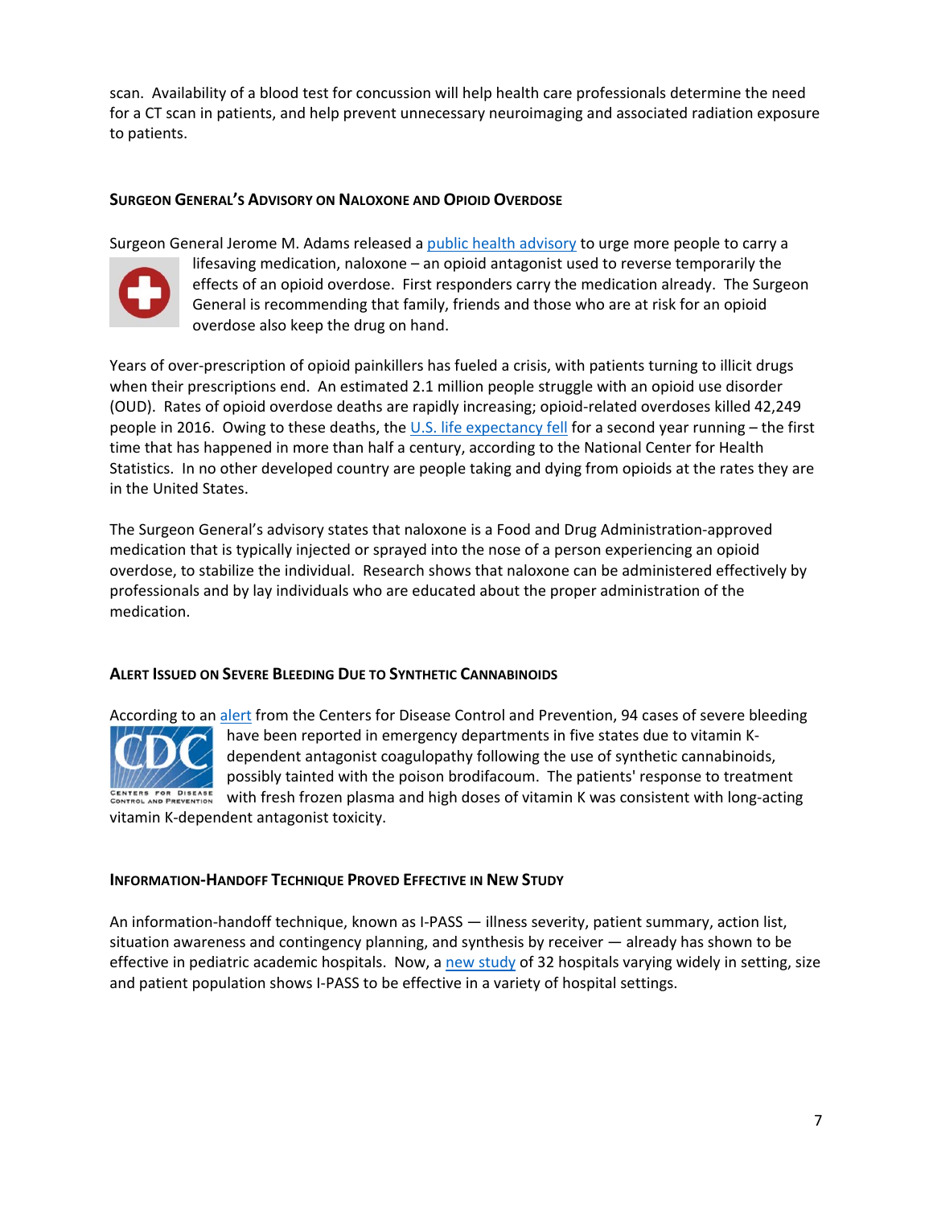scan. Availability of a blood test for concussion will help health care professionals determine the need for a CT scan in patients, and help prevent unnecessary neuroimaging and associated radiation exposure to patients.

### Surgeon General's Advisory on Naloxone and Opioid Overdose

Surgeon General Jerome M. Adams released a public health advisory to urge more people to carry a lifesaving medication, naloxone – an opioid antagonist used to reverse temporarily the effects of an opioid overdose. First responders carry the medication already. The Surgeon General is recommending that family, friends and those who are at risk for an opioid overdose also keep the drug on hand.

Years of over-prescription of opioid painkillers has fueled a crisis, with patients turning to illicit drugs when their prescriptions end. An estimated 2.1 million people struggle with an opioid use disorder (OUD). Rates of opioid overdose deaths are rapidly increasing; opioid-related overdoses killed 42,249 people in 2016. Owing to these deaths, the U.S. life expectancy fell for a second year running – the first time that has happened in more than half a century, according to the National Center for Health Statistics. In no other developed country are people taking and dying from opioids at the rates they are in the United States.

The Surgeon General's advisory states that naloxone is a Food and Drug Administration-approved medication that is typically injected or sprayed into the nose of a person experiencing an opioid overdose, to stabilize the individual. Research shows that naloxone can be administered effectively by professionals and by lay individuals who are educated about the proper administration of the medication.

### Alert Issued on Severe Bleeding Due to Synthetic Cannabinoids

According to an alert from the Centers for Disease Control and Prevention, 94 cases of severe bleeding have been reported in emergency departments in five states due to vitamin K-dependent antagonist coagulopathy following the use of synthetic cannabinoids, possibly tainted with the poison brodifacoum. The patients' response to treatment with fresh frozen plasma and high doses of vitamin K was consistent with long-acting vitamin K-dependent antagonist toxicity.

### Information-Handoff Technique Proved Effective in New Study

An information-handoff technique, known as I-PASS — illness severity, patient summary, action list, situation awareness and contingency planning, and synthesis by receiver — already has shown to be effective in pediatric academic hospitals. Now, a new study of 32 hospitals varying widely in setting, size and patient population shows I-PASS to be effective in a variety of hospital settings.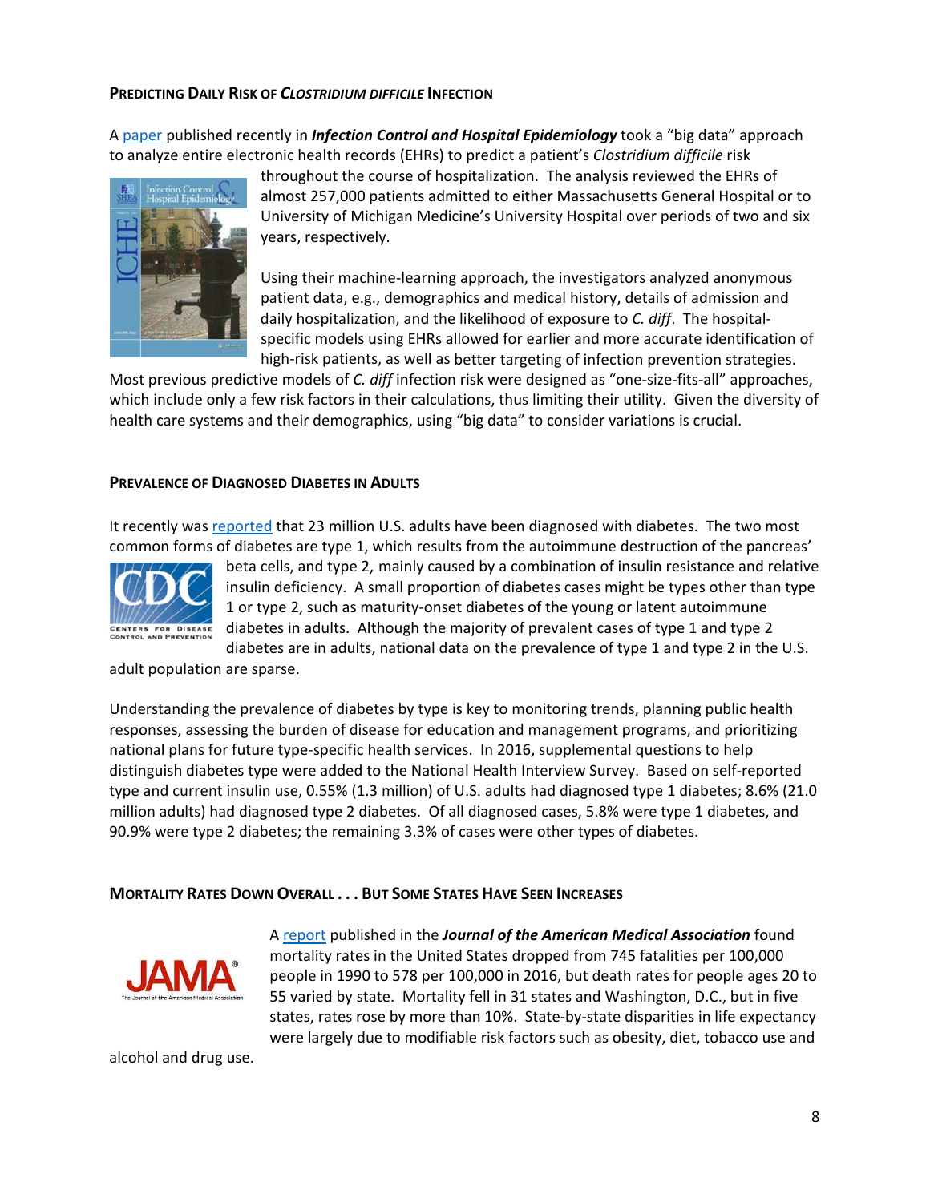## Predicting Daily Risk of *Clostridium difficile* Infection

A paper published recently in ***Infection Control and Hospital Epidemiology*** took a "big data" approach to analyze entire electronic health records (EHRs) to predict a patient's *Clostridium difficile* risk throughout the course of hospitalization. The analysis reviewed the EHRs of almost 257,000 patients admitted to either Massachusetts General Hospital or to University of Michigan Medicine's University Hospital over periods of two and six years, respectively.

Using their machine-learning approach, the investigators analyzed anonymous patient data, e.g., demographics and medical history, details of admission and daily hospitalization, and the likelihood of exposure to *C. diff*. The hospital-specific models using EHRs allowed for earlier and more accurate identification of high-risk patients, as well as better targeting of infection prevention strategies. Most previous predictive models of *C. diff* infection risk were designed as "one-size-fits-all" approaches, which include only a few risk factors in their calculations, thus limiting their utility. Given the diversity of health care systems and their demographics, using "big data" to consider variations is crucial.

## Prevalence of Diagnosed Diabetes in Adults

It recently was reported that 23 million U.S. adults have been diagnosed with diabetes. The two most common forms of diabetes are type 1, which results from the autoimmune destruction of the pancreas' beta cells, and type 2, mainly caused by a combination of insulin resistance and relative insulin deficiency. A small proportion of diabetes cases might be types other than type 1 or type 2, such as maturity-onset diabetes of the young or latent autoimmune diabetes in adults. Although the majority of prevalent cases of type 1 and type 2 diabetes are in adults, national data on the prevalence of type 1 and type 2 in the U.S. adult population are sparse.

Understanding the prevalence of diabetes by type is key to monitoring trends, planning public health responses, assessing the burden of disease for education and management programs, and prioritizing national plans for future type-specific health services. In 2016, supplemental questions to help distinguish diabetes type were added to the National Health Interview Survey. Based on self-reported type and current insulin use, 0.55% (1.3 million) of U.S. adults had diagnosed type 1 diabetes; 8.6% (21.0 million adults) had diagnosed type 2 diabetes. Of all diagnosed cases, 5.8% were type 1 diabetes, and 90.9% were type 2 diabetes; the remaining 3.3% of cases were other types of diabetes.

## Mortality Rates Down Overall . . . But Some States Have Seen Increases

A report published in the ***Journal of the American Medical Association*** found mortality rates in the United States dropped from 745 fatalities per 100,000 people in 1990 to 578 per 100,000 in 2016, but death rates for people ages 20 to 55 varied by state. Mortality fell in 31 states and Washington, D.C., but in five states, rates rose by more than 10%. State-by-state disparities in life expectancy were largely due to modifiable risk factors such as obesity, diet, tobacco use and alcohol and drug use.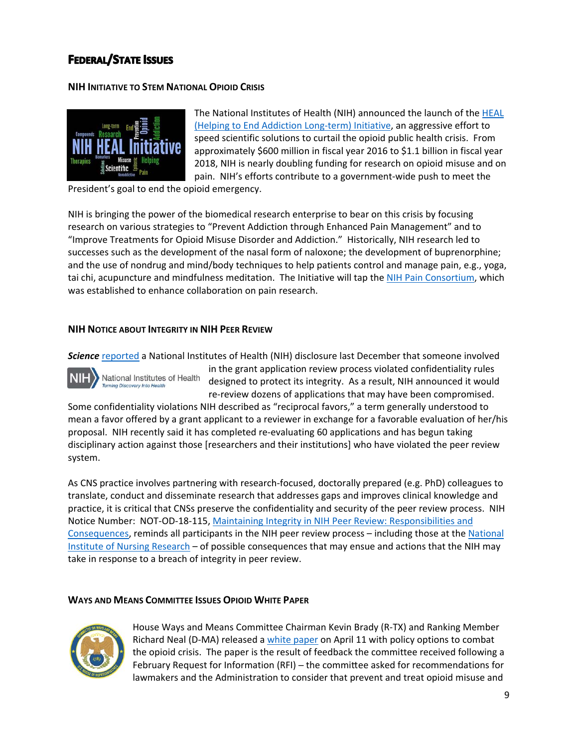# Federal/State Issues

## NIH Initiative to Stem National Opioid Crisis

The National Institutes of Health (NIH) announced the launch of the HEAL (Helping to End Addiction Long-term) Initiative, an aggressive effort to speed scientific solutions to curtail the opioid public health crisis. From approximately $600 million in fiscal year 2016 to $1.1 billion in fiscal year 2018, NIH is nearly doubling funding for research on opioid misuse and on pain. NIH's efforts contribute to a government-wide push to meet the President's goal to end the opioid emergency.

NIH is bringing the power of the biomedical research enterprise to bear on this crisis by focusing research on various strategies to "Prevent Addiction through Enhanced Pain Management" and to "Improve Treatments for Opioid Misuse Disorder and Addiction." Historically, NIH research led to successes such as the development of the nasal form of naloxone; the development of buprenorphine; and the use of nondrug and mind/body techniques to help patients control and manage pain, e.g., yoga, tai chi, acupuncture and mindfulness meditation. The Initiative will tap the NIH Pain Consortium, which was established to enhance collaboration on pain research.

## NIH Notice about Integrity in NIH Peer Review

***Science*** reported a National Institutes of Health (NIH) disclosure last December that someone involved in the grant application review process violated confidentiality rules designed to protect its integrity. As a result, NIH announced it would re-review dozens of applications that may have been compromised. Some confidentiality violations NIH described as "reciprocal favors," a term generally understood to mean a favor offered by a grant applicant to a reviewer in exchange for a favorable evaluation of her/his proposal. NIH recently said it has completed re-evaluating 60 applications and has begun taking disciplinary action against those [researchers and their institutions] who have violated the peer review system.

As CNS practice involves partnering with research-focused, doctorally prepared (e.g. PhD) colleagues to translate, conduct and disseminate research that addresses gaps and improves clinical knowledge and practice, it is critical that CNSs preserve the confidentiality and security of the peer review process. NIH Notice Number: NOT-OD-18-115, Maintaining Integrity in NIH Peer Review: Responsibilities and Consequences, reminds all participants in the NIH peer review process – including those at the National Institute of Nursing Research – of possible consequences that may ensue and actions that the NIH may take in response to a breach of integrity in peer review.

## Ways and Means Committee Issues Opioid White Paper

House Ways and Means Committee Chairman Kevin Brady (R-TX) and Ranking Member Richard Neal (D-MA) released a white paper on April 11 with policy options to combat the opioid crisis. The paper is the result of feedback the committee received following a February Request for Information (RFI) – the committee asked for recommendations for lawmakers and the Administration to consider that prevent and treat opioid misuse and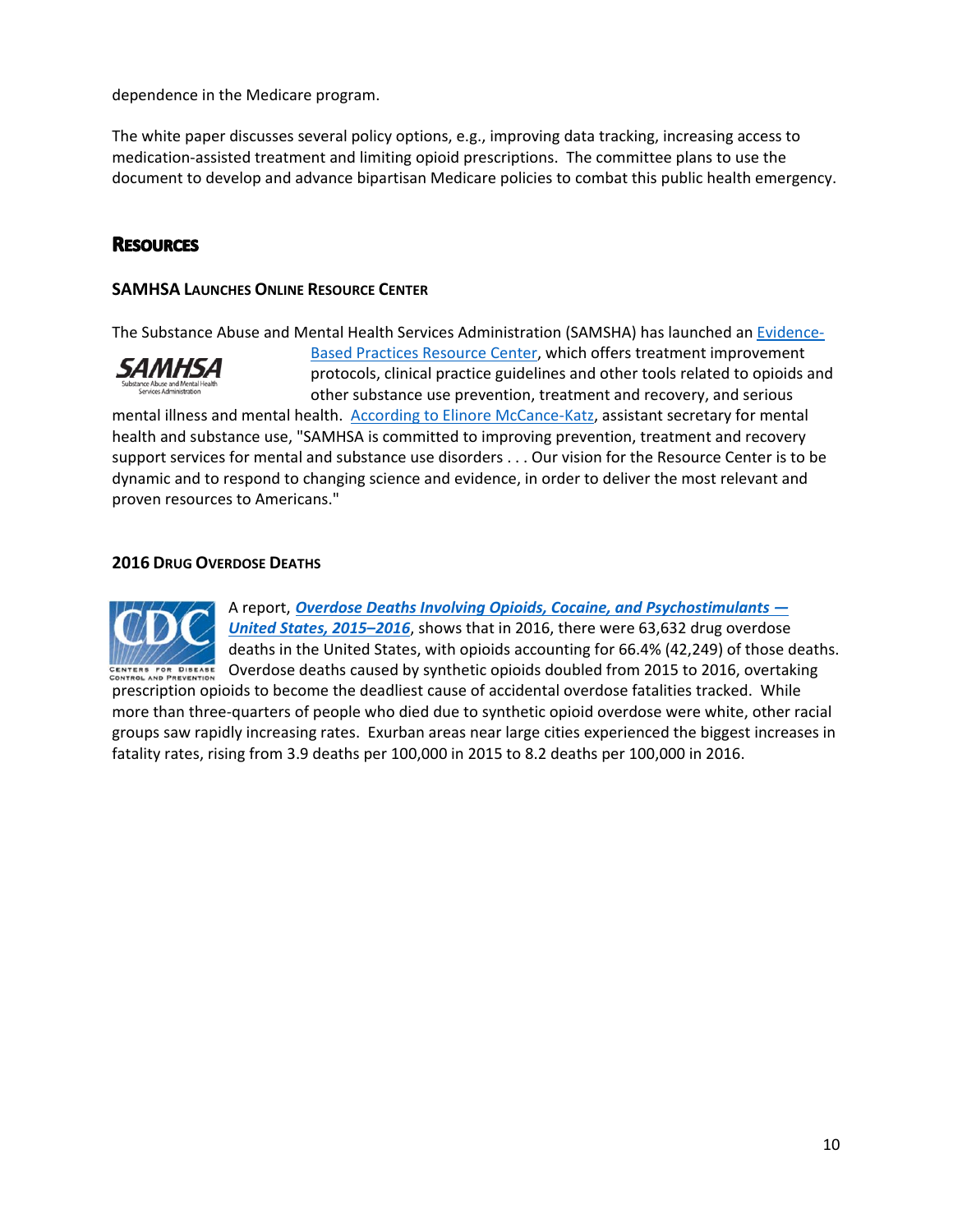dependence in the Medicare program.

The white paper discusses several policy options, e.g., improving data tracking, increasing access to medication-assisted treatment and limiting opioid prescriptions. The committee plans to use the document to develop and advance bipartisan Medicare policies to combat this public health emergency.

## Resources

### SAMHSA Launches Online Resource Center

The Substance Abuse and Mental Health Services Administration (SAMSHA) has launched an Evidence-Based Practices Resource Center, which offers treatment improvement protocols, clinical practice guidelines and other tools related to opioids and other substance use prevention, treatment and recovery, and serious mental illness and mental health. According to Elinore McCance-Katz, assistant secretary for mental health and substance use, "SAMHSA is committed to improving prevention, treatment and recovery support services for mental and substance use disorders . . . Our vision for the Resource Center is to be dynamic and to respond to changing science and evidence, in order to deliver the most relevant and proven resources to Americans."

### 2016 Drug Overdose Deaths

A report, ***Overdose Deaths Involving Opioids, Cocaine, and Psychostimulants — United States, 2015–2016***, shows that in 2016, there were 63,632 drug overdose deaths in the United States, with opioids accounting for 66.4% (42,249) of those deaths. Overdose deaths caused by synthetic opioids doubled from 2015 to 2016, overtaking prescription opioids to become the deadliest cause of accidental overdose fatalities tracked. While more than three-quarters of people who died due to synthetic opioid overdose were white, other racial groups saw rapidly increasing rates. Exurban areas near large cities experienced the biggest increases in fatality rates, rising from 3.9 deaths per 100,000 in 2015 to 8.2 deaths per 100,000 in 2016.